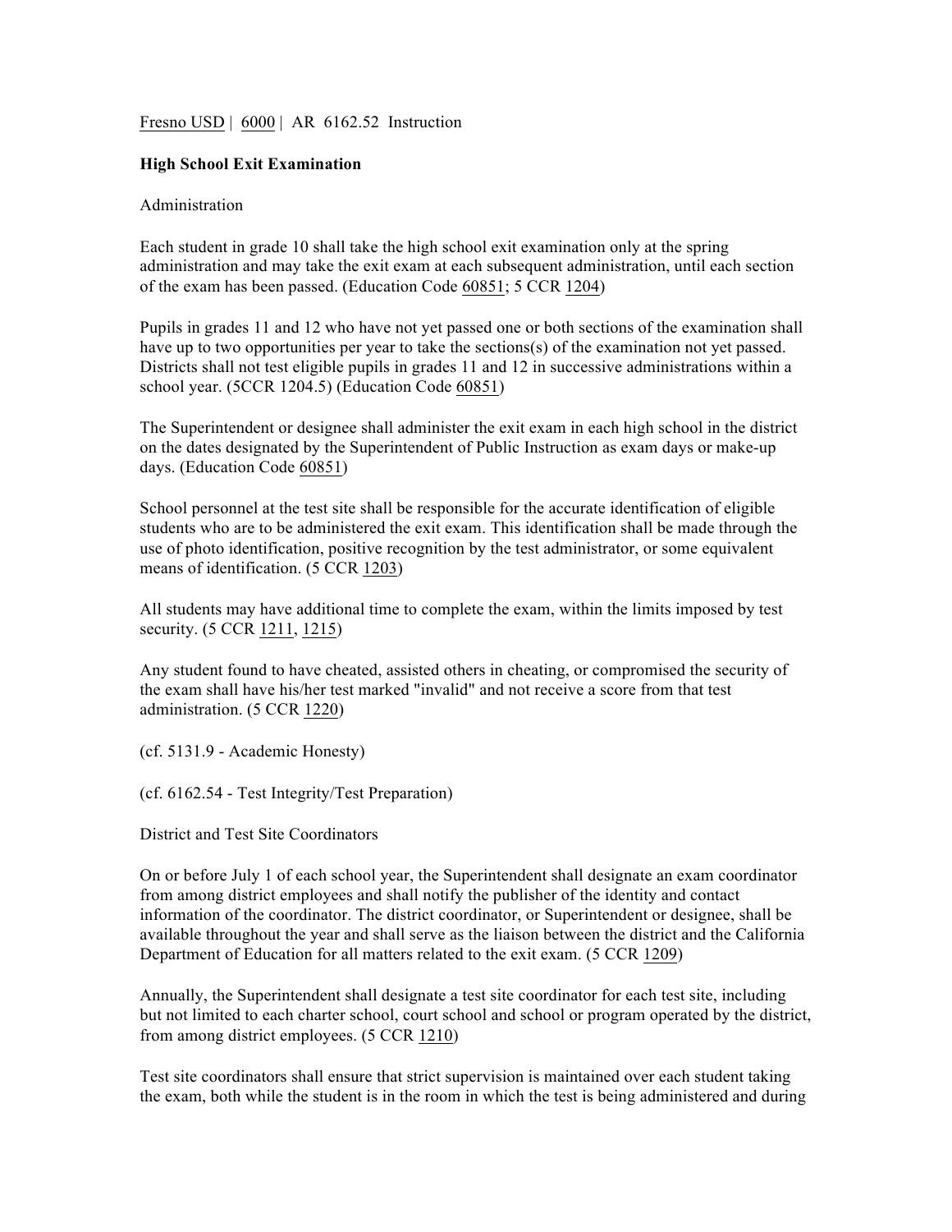Fresno USD | 6000 | AR 6162.52 Instruction

## High School Exit Examination

### Administration

Each student in grade 10 shall take the high school exit examination only at the spring administration and may take the exit exam at each subsequent administration, until each section of the exam has been passed. (Education Code 60851; 5 CCR 1204)

Pupils in grades 11 and 12 who have not yet passed one or both sections of the examination shall have up to two opportunities per year to take the sections(s) of the examination not yet passed. Districts shall not test eligible pupils in grades 11 and 12 in successive administrations within a school year. (5CCR 1204.5) (Education Code 60851)

The Superintendent or designee shall administer the exit exam in each high school in the district on the dates designated by the Superintendent of Public Instruction as exam days or make-up days. (Education Code 60851)

School personnel at the test site shall be responsible for the accurate identification of eligible students who are to be administered the exit exam. This identification shall be made through the use of photo identification, positive recognition by the test administrator, or some equivalent means of identification. (5 CCR 1203)

All students may have additional time to complete the exam, within the limits imposed by test security. (5 CCR 1211, 1215)

Any student found to have cheated, assisted others in cheating, or compromised the security of the exam shall have his/her test marked "invalid" and not receive a score from that test administration. (5 CCR 1220)

(cf. 5131.9 - Academic Honesty)

(cf. 6162.54 - Test Integrity/Test Preparation)

### District and Test Site Coordinators

On or before July 1 of each school year, the Superintendent shall designate an exam coordinator from among district employees and shall notify the publisher of the identity and contact information of the coordinator. The district coordinator, or Superintendent or designee, shall be available throughout the year and shall serve as the liaison between the district and the California Department of Education for all matters related to the exit exam. (5 CCR 1209)

Annually, the Superintendent shall designate a test site coordinator for each test site, including but not limited to each charter school, court school and school or program operated by the district, from among district employees. (5 CCR 1210)

Test site coordinators shall ensure that strict supervision is maintained over each student taking the exam, both while the student is in the room in which the test is being administered and during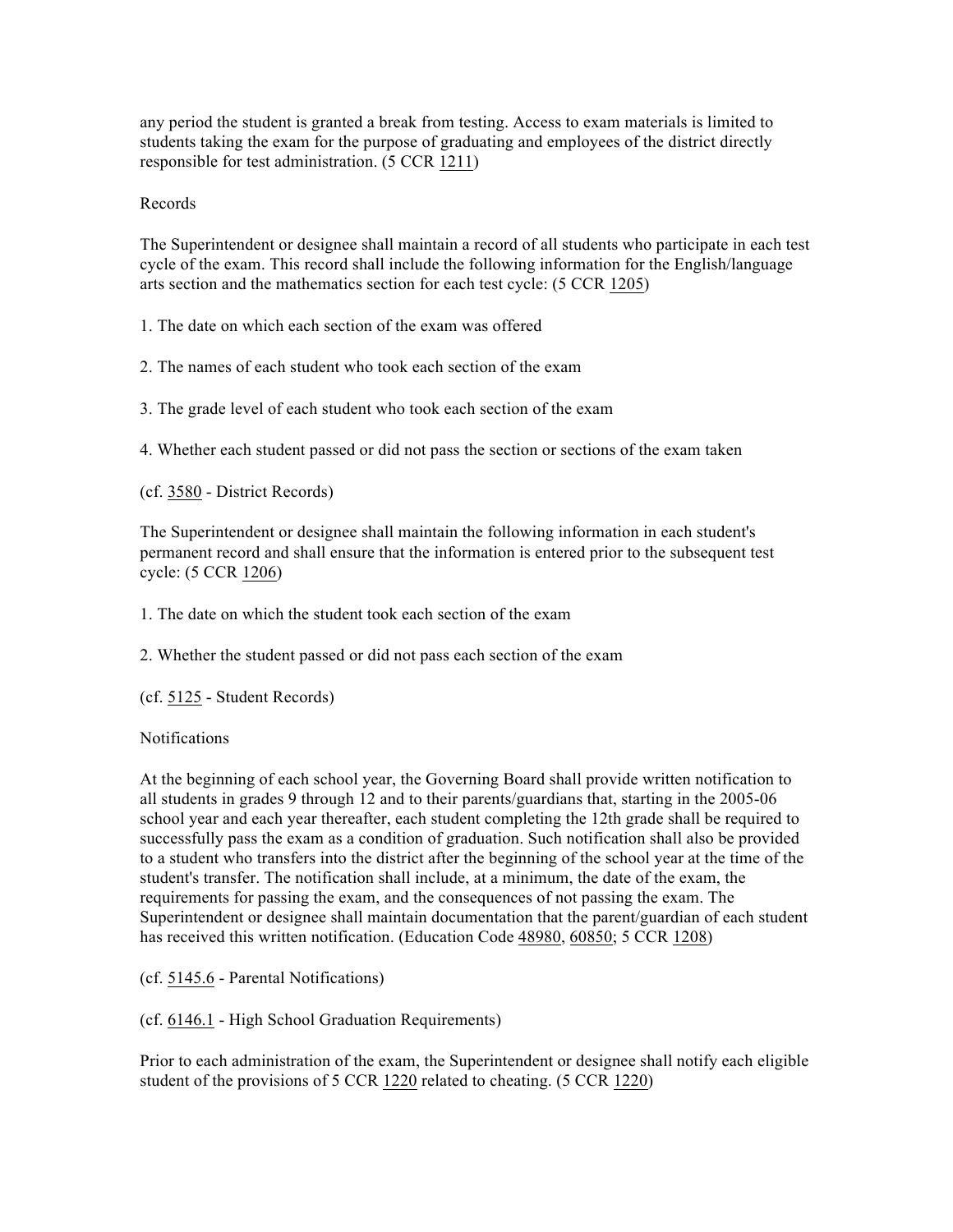any period the student is granted a break from testing. Access to exam materials is limited to students taking the exam for the purpose of graduating and employees of the district directly responsible for test administration. (5 CCR 1211)

Records

The Superintendent or designee shall maintain a record of all students who participate in each test cycle of the exam. This record shall include the following information for the English/language arts section and the mathematics section for each test cycle: (5 CCR 1205)

1. The date on which each section of the exam was offered

2. The names of each student who took each section of the exam

3. The grade level of each student who took each section of the exam

4. Whether each student passed or did not pass the section or sections of the exam taken

(cf. 3580 - District Records)

The Superintendent or designee shall maintain the following information in each student's permanent record and shall ensure that the information is entered prior to the subsequent test cycle: (5 CCR 1206)

1. The date on which the student took each section of the exam

2. Whether the student passed or did not pass each section of the exam

(cf. 5125 - Student Records)

Notifications

At the beginning of each school year, the Governing Board shall provide written notification to all students in grades 9 through 12 and to their parents/guardians that, starting in the 2005-06 school year and each year thereafter, each student completing the 12th grade shall be required to successfully pass the exam as a condition of graduation. Such notification shall also be provided to a student who transfers into the district after the beginning of the school year at the time of the student's transfer. The notification shall include, at a minimum, the date of the exam, the requirements for passing the exam, and the consequences of not passing the exam. The Superintendent or designee shall maintain documentation that the parent/guardian of each student has received this written notification. (Education Code 48980, 60850; 5 CCR 1208)

(cf. 5145.6 - Parental Notifications)

(cf. 6146.1 - High School Graduation Requirements)

Prior to each administration of the exam, the Superintendent or designee shall notify each eligible student of the provisions of 5 CCR 1220 related to cheating. (5 CCR 1220)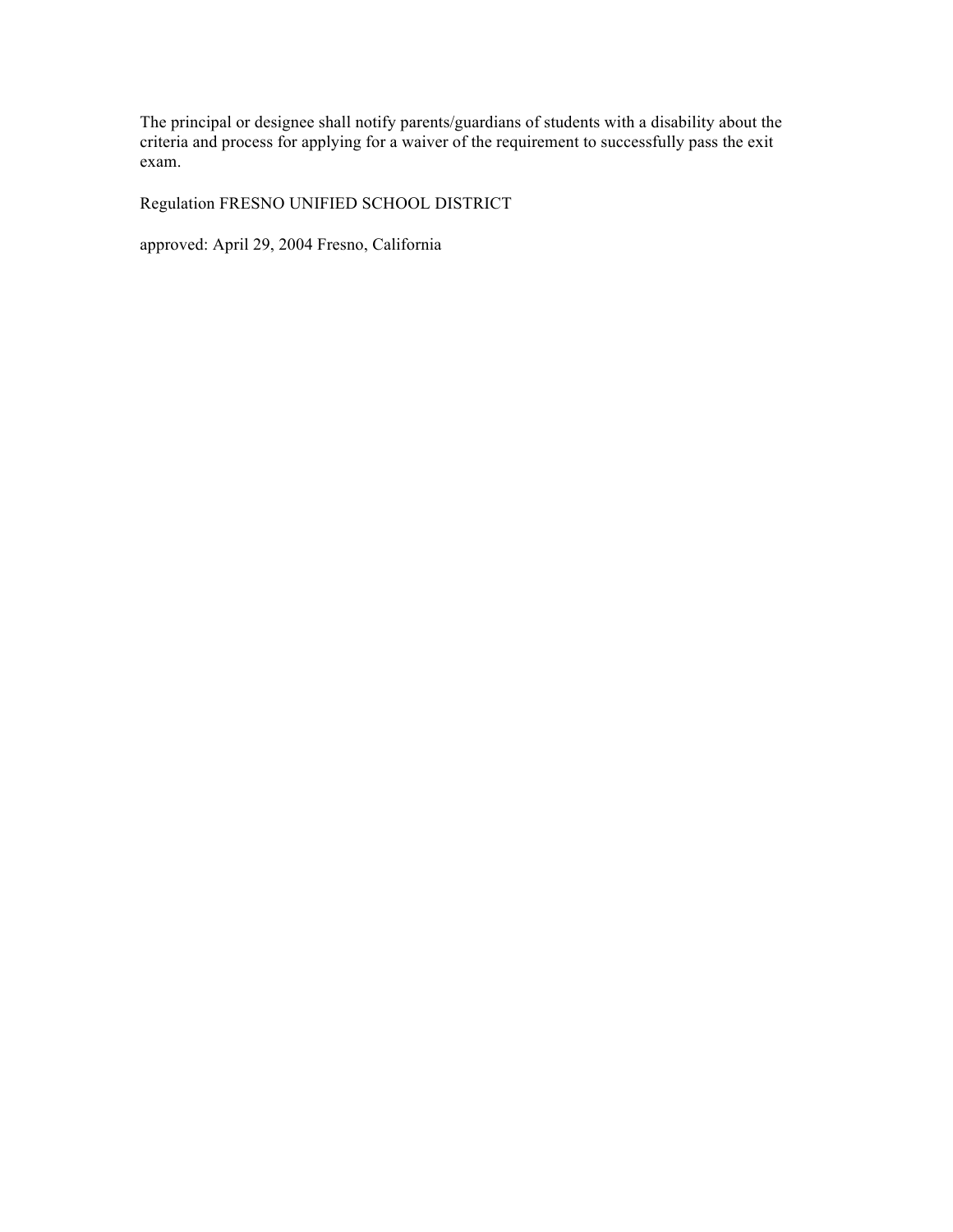The principal or designee shall notify parents/guardians of students with a disability about the criteria and process for applying for a waiver of the requirement to successfully pass the exit exam.

Regulation FRESNO UNIFIED SCHOOL DISTRICT

approved: April 29, 2004 Fresno, California